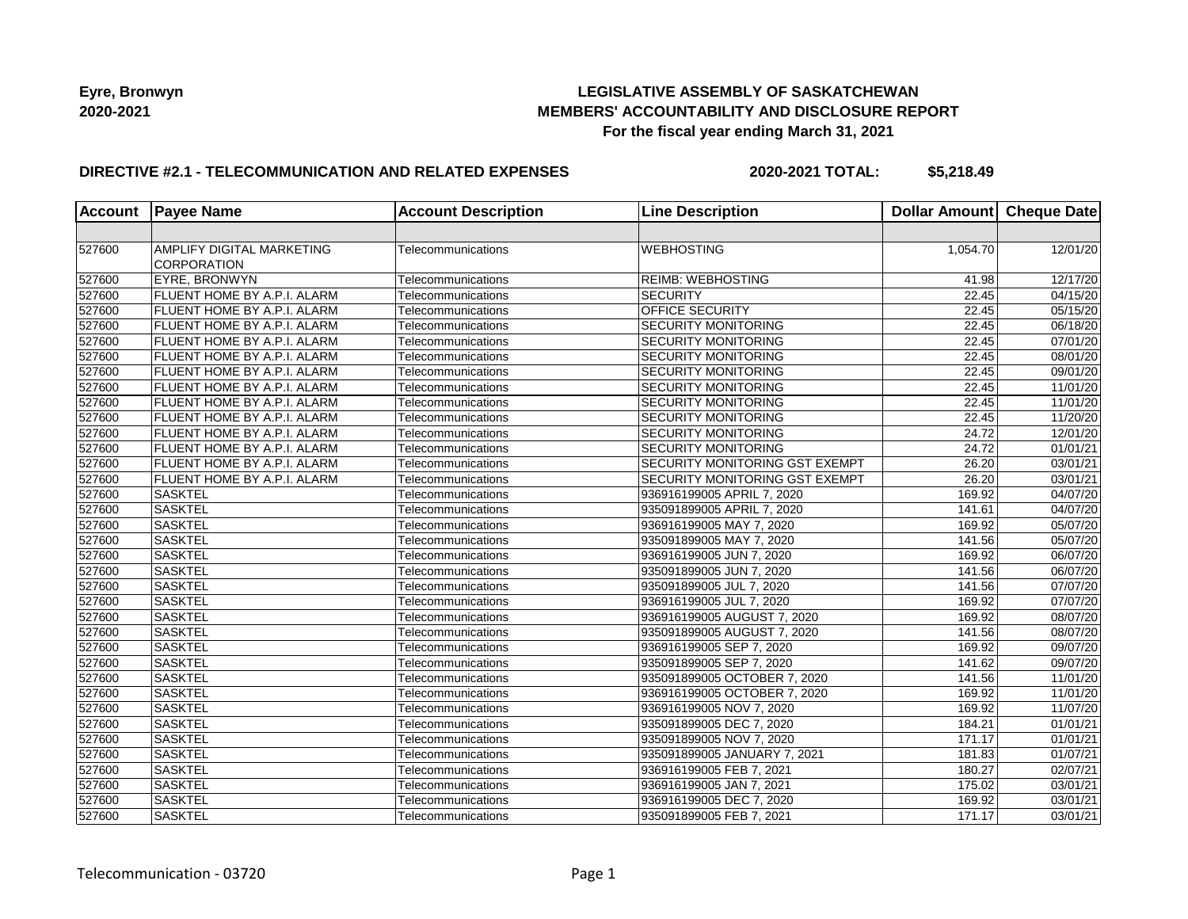**Eyre, Bronwyn**
**2020-2021**

# LEGISLATIVE ASSEMBLY OF SASKATCHEWAN
## MEMBERS' ACCOUNTABILITY AND DISCLOSURE REPORT
### For the fiscal year ending March 31, 2021

**DIRECTIVE #2.1 - TELECOMMUNICATION AND RELATED EXPENSES** **2020-2021 TOTAL: $5,218.49**

| Account | Payee Name | Account Description | Line Description | Dollar Amount | Cheque Date |
|---|---|---|---|---|---|
| | | | | | |
| 527600 | AMPLIFY DIGITAL MARKETING CORPORATION | Telecommunications | WEBHOSTING | 1,054.70 | 12/01/20 |
| 527600 | EYRE, BRONWYN | Telecommunications | REIMB: WEBHOSTING | 41.98 | 12/17/20 |
| 527600 | FLUENT HOME BY A.P.I. ALARM | Telecommunications | SECURITY | 22.45 | 04/15/20 |
| 527600 | FLUENT HOME BY A.P.I. ALARM | Telecommunications | OFFICE SECURITY | 22.45 | 05/15/20 |
| 527600 | FLUENT HOME BY A.P.I. ALARM | Telecommunications | SECURITY MONITORING | 22.45 | 06/18/20 |
| 527600 | FLUENT HOME BY A.P.I. ALARM | Telecommunications | SECURITY MONITORING | 22.45 | 07/01/20 |
| 527600 | FLUENT HOME BY A.P.I. ALARM | Telecommunications | SECURITY MONITORING | 22.45 | 08/01/20 |
| 527600 | FLUENT HOME BY A.P.I. ALARM | Telecommunications | SECURITY MONITORING | 22.45 | 09/01/20 |
| 527600 | FLUENT HOME BY A.P.I. ALARM | Telecommunications | SECURITY MONITORING | 22.45 | 11/01/20 |
| 527600 | FLUENT HOME BY A.P.I. ALARM | Telecommunications | SECURITY MONITORING | 22.45 | 11/01/20 |
| 527600 | FLUENT HOME BY A.P.I. ALARM | Telecommunications | SECURITY MONITORING | 22.45 | 11/20/20 |
| 527600 | FLUENT HOME BY A.P.I. ALARM | Telecommunications | SECURITY MONITORING | 24.72 | 12/01/20 |
| 527600 | FLUENT HOME BY A.P.I. ALARM | Telecommunications | SECURITY MONITORING | 24.72 | 01/01/21 |
| 527600 | FLUENT HOME BY A.P.I. ALARM | Telecommunications | SECURITY MONITORING GST EXEMPT | 26.20 | 03/01/21 |
| 527600 | FLUENT HOME BY A.P.I. ALARM | Telecommunications | SECURITY MONITORING GST EXEMPT | 26.20 | 03/01/21 |
| 527600 | SASKTEL | Telecommunications | 936916199005 APRIL 7, 2020 | 169.92 | 04/07/20 |
| 527600 | SASKTEL | Telecommunications | 935091899005 APRIL 7, 2020 | 141.61 | 04/07/20 |
| 527600 | SASKTEL | Telecommunications | 936916199005 MAY 7, 2020 | 169.92 | 05/07/20 |
| 527600 | SASKTEL | Telecommunications | 935091899005 MAY 7, 2020 | 141.56 | 05/07/20 |
| 527600 | SASKTEL | Telecommunications | 936916199005 JUN 7, 2020 | 169.92 | 06/07/20 |
| 527600 | SASKTEL | Telecommunications | 935091899005 JUN 7, 2020 | 141.56 | 06/07/20 |
| 527600 | SASKTEL | Telecommunications | 935091899005 JUL 7, 2020 | 141.56 | 07/07/20 |
| 527600 | SASKTEL | Telecommunications | 936916199005 JUL 7, 2020 | 169.92 | 07/07/20 |
| 527600 | SASKTEL | Telecommunications | 936916199005 AUGUST 7, 2020 | 169.92 | 08/07/20 |
| 527600 | SASKTEL | Telecommunications | 935091899005 AUGUST 7, 2020 | 141.56 | 08/07/20 |
| 527600 | SASKTEL | Telecommunications | 936916199005 SEP 7, 2020 | 169.92 | 09/07/20 |
| 527600 | SASKTEL | Telecommunications | 935091899005 SEP 7, 2020 | 141.62 | 09/07/20 |
| 527600 | SASKTEL | Telecommunications | 935091899005 OCTOBER 7, 2020 | 141.56 | 11/01/20 |
| 527600 | SASKTEL | Telecommunications | 936916199005 OCTOBER 7, 2020 | 169.92 | 11/01/20 |
| 527600 | SASKTEL | Telecommunications | 936916199005 NOV 7, 2020 | 169.92 | 11/07/20 |
| 527600 | SASKTEL | Telecommunications | 935091899005 DEC 7, 2020 | 184.21 | 01/01/21 |
| 527600 | SASKTEL | Telecommunications | 935091899005 NOV 7, 2020 | 171.17 | 01/01/21 |
| 527600 | SASKTEL | Telecommunications | 935091899005 JANUARY 7, 2021 | 181.83 | 01/07/21 |
| 527600 | SASKTEL | Telecommunications | 936916199005 FEB 7, 2021 | 180.27 | 02/07/21 |
| 527600 | SASKTEL | Telecommunications | 936916199005 JAN 7, 2021 | 175.02 | 03/01/21 |
| 527600 | SASKTEL | Telecommunications | 936916199005 DEC 7, 2020 | 169.92 | 03/01/21 |
| 527600 | SASKTEL | Telecommunications | 935091899005 FEB 7, 2021 | 171.17 | 03/01/21 |

Telecommunication - 03720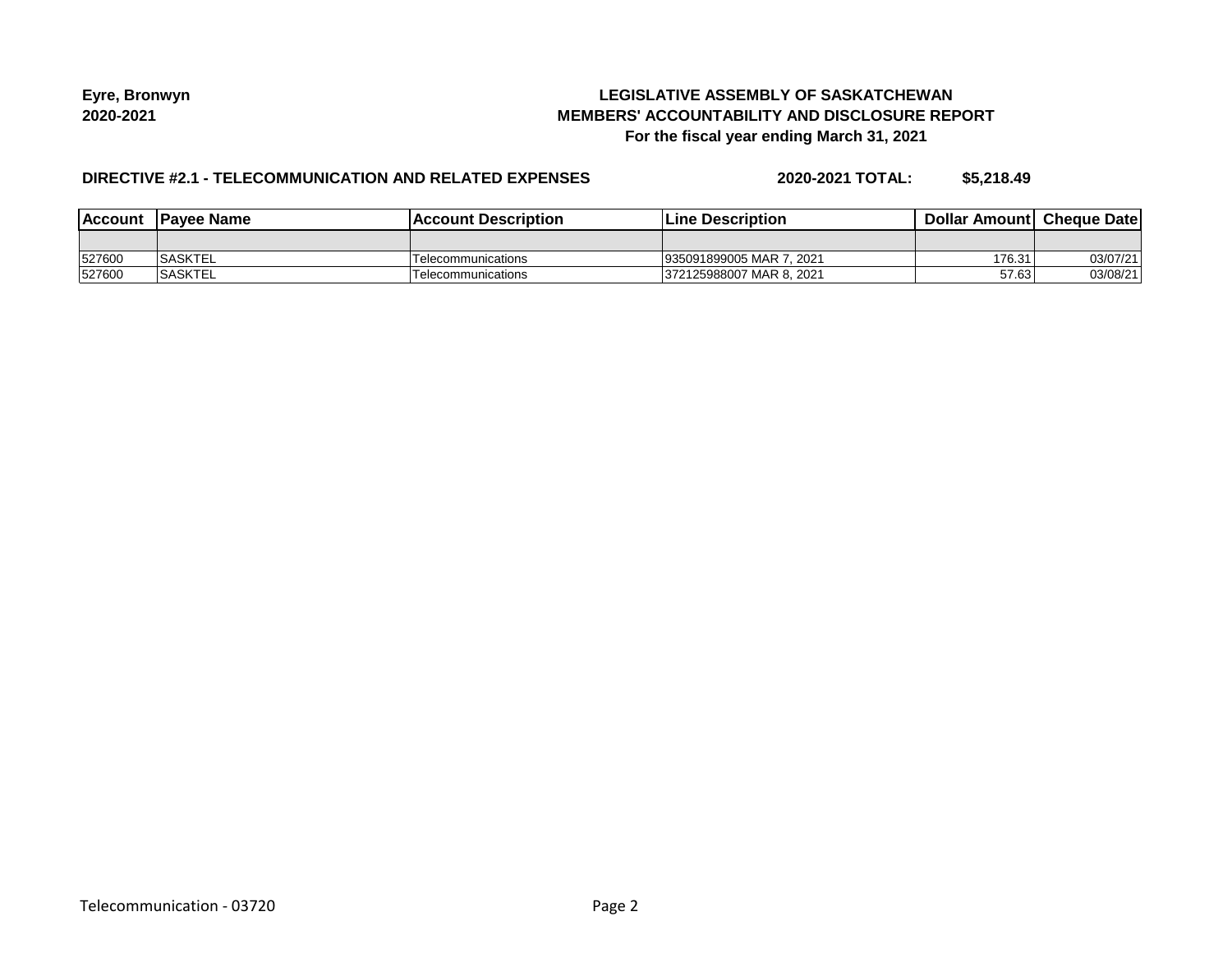**Eyre, Bronwyn**
**2020-2021**

**LEGISLATIVE ASSEMBLY OF SASKATCHEWAN**
**MEMBERS' ACCOUNTABILITY AND DISCLOSURE REPORT**
**For the fiscal year ending March 31, 2021**

**DIRECTIVE #2.1 - TELECOMMUNICATION AND RELATED EXPENSES** **2020-2021 TOTAL: $5,218.49**

| Account | Payee Name | Account Description | Line Description | Dollar Amount | Cheque Date |
|---|---|---|---|---|---|
| | | | | | |
| 527600 | SASKTEL | Telecommunications | 935091899005 MAR 7, 2021 | 176.31 | 03/07/21 |
| 527600 | SASKTEL | Telecommunications | 372125988007 MAR 8, 2021 | 57.63 | 03/08/21 |

Telecommunication - 03720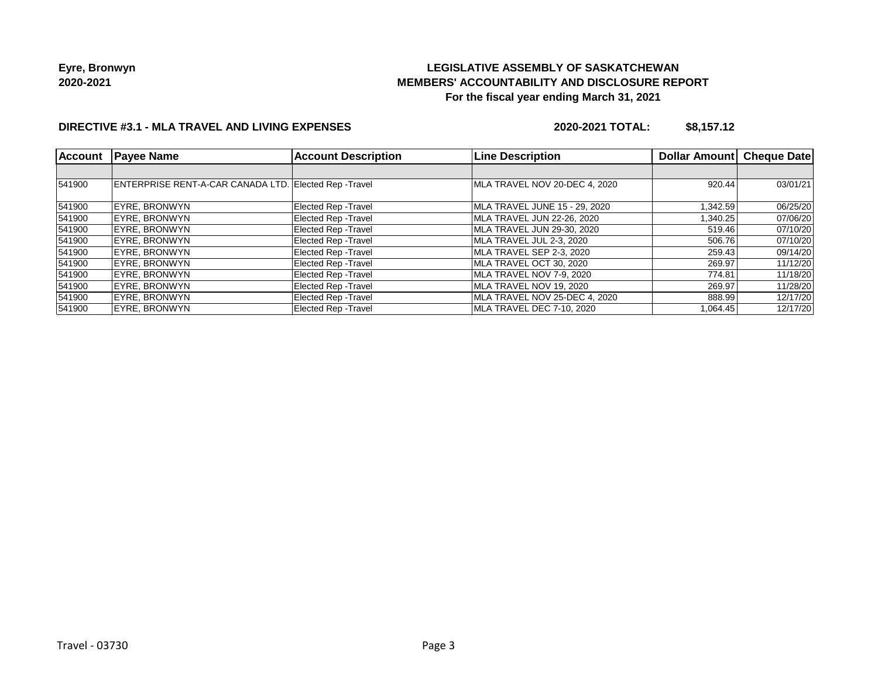**Eyre, Bronwyn**
**2020-2021**

# LEGISLATIVE ASSEMBLY OF SASKATCHEWAN
## MEMBERS' ACCOUNTABILITY AND DISCLOSURE REPORT
### For the fiscal year ending March 31, 2021

**DIRECTIVE #3.1 - MLA TRAVEL AND LIVING EXPENSES** **2020-2021 TOTAL: $8,157.12**

| Account | Payee Name | Account Description | Line Description | Dollar Amount | Cheque Date |
|---|---|---|---|---|---|
| | | | | | |
| 541900 | ENTERPRISE RENT-A-CAR CANADA LTD. | Elected Rep -Travel | MLA TRAVEL NOV 20-DEC 4, 2020 | 920.44 | 03/01/21 |
| 541900 | EYRE, BRONWYN | Elected Rep -Travel | MLA TRAVEL JUNE 15 - 29, 2020 | 1,342.59 | 06/25/20 |
| 541900 | EYRE, BRONWYN | Elected Rep -Travel | MLA TRAVEL JUN 22-26, 2020 | 1,340.25 | 07/06/20 |
| 541900 | EYRE, BRONWYN | Elected Rep -Travel | MLA TRAVEL JUN 29-30, 2020 | 519.46 | 07/10/20 |
| 541900 | EYRE, BRONWYN | Elected Rep -Travel | MLA TRAVEL JUL 2-3, 2020 | 506.76 | 07/10/20 |
| 541900 | EYRE, BRONWYN | Elected Rep -Travel | MLA TRAVEL SEP 2-3, 2020 | 259.43 | 09/14/20 |
| 541900 | EYRE, BRONWYN | Elected Rep -Travel | MLA TRAVEL OCT 30, 2020 | 269.97 | 11/12/20 |
| 541900 | EYRE, BRONWYN | Elected Rep -Travel | MLA TRAVEL NOV 7-9, 2020 | 774.81 | 11/18/20 |
| 541900 | EYRE, BRONWYN | Elected Rep -Travel | MLA TRAVEL NOV 19, 2020 | 269.97 | 11/28/20 |
| 541900 | EYRE, BRONWYN | Elected Rep -Travel | MLA TRAVEL NOV 25-DEC 4, 2020 | 888.99 | 12/17/20 |
| 541900 | EYRE, BRONWYN | Elected Rep -Travel | MLA TRAVEL DEC 7-10, 2020 | 1,064.45 | 12/17/20 |

Travel - 03730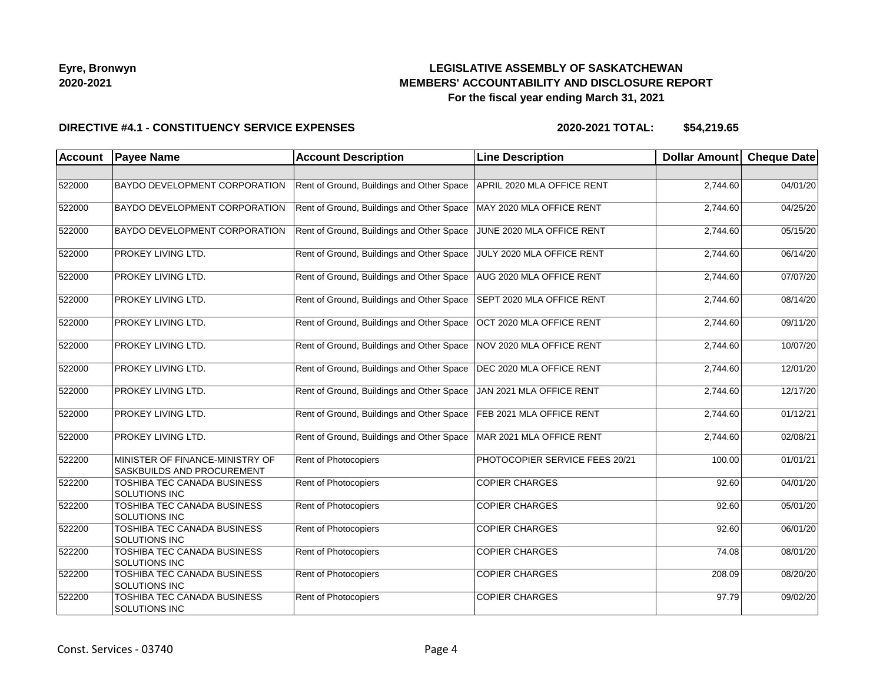**Eyre, Bronwyn**
**2020-2021**

# LEGISLATIVE ASSEMBLY OF SASKATCHEWAN
## MEMBERS' ACCOUNTABILITY AND DISCLOSURE REPORT
### For the fiscal year ending March 31, 2021

**DIRECTIVE #4.1 - CONSTITUENCY SERVICE EXPENSES** **2020-2021 TOTAL: $54,219.65**

| Account | Payee Name | Account Description | Line Description | Dollar Amount | Cheque Date |
|---|---|---|---|---|---|
| | | | | | |
| 522000 | BAYDO DEVELOPMENT CORPORATION | Rent of Ground, Buildings and Other Space | APRIL 2020 MLA OFFICE RENT | 2,744.60 | 04/01/20 |
| 522000 | BAYDO DEVELOPMENT CORPORATION | Rent of Ground, Buildings and Other Space | MAY 2020 MLA OFFICE RENT | 2,744.60 | 04/25/20 |
| 522000 | BAYDO DEVELOPMENT CORPORATION | Rent of Ground, Buildings and Other Space | JUNE 2020 MLA OFFICE RENT | 2,744.60 | 05/15/20 |
| 522000 | PROKEY LIVING LTD. | Rent of Ground, Buildings and Other Space | JULY 2020 MLA OFFICE RENT | 2,744.60 | 06/14/20 |
| 522000 | PROKEY LIVING LTD. | Rent of Ground, Buildings and Other Space | AUG 2020 MLA OFFICE RENT | 2,744.60 | 07/07/20 |
| 522000 | PROKEY LIVING LTD. | Rent of Ground, Buildings and Other Space | SEPT 2020 MLA OFFICE RENT | 2,744.60 | 08/14/20 |
| 522000 | PROKEY LIVING LTD. | Rent of Ground, Buildings and Other Space | OCT 2020 MLA OFFICE RENT | 2,744.60 | 09/11/20 |
| 522000 | PROKEY LIVING LTD. | Rent of Ground, Buildings and Other Space | NOV 2020 MLA OFFICE RENT | 2,744.60 | 10/07/20 |
| 522000 | PROKEY LIVING LTD. | Rent of Ground, Buildings and Other Space | DEC 2020 MLA OFFICE RENT | 2,744.60 | 12/01/20 |
| 522000 | PROKEY LIVING LTD. | Rent of Ground, Buildings and Other Space | JAN 2021 MLA OFFICE RENT | 2,744.60 | 12/17/20 |
| 522000 | PROKEY LIVING LTD. | Rent of Ground, Buildings and Other Space | FEB 2021 MLA OFFICE RENT | 2,744.60 | 01/12/21 |
| 522000 | PROKEY LIVING LTD. | Rent of Ground, Buildings and Other Space | MAR 2021 MLA OFFICE RENT | 2,744.60 | 02/08/21 |
| 522200 | MINISTER OF FINANCE-MINISTRY OF SASKBUILDS AND PROCUREMENT | Rent of Photocopiers | PHOTOCOPIER SERVICE FEES 20/21 | 100.00 | 01/01/21 |
| 522200 | TOSHIBA TEC CANADA BUSINESS SOLUTIONS INC | Rent of Photocopiers | COPIER CHARGES | 92.60 | 04/01/20 |
| 522200 | TOSHIBA TEC CANADA BUSINESS SOLUTIONS INC | Rent of Photocopiers | COPIER CHARGES | 92.60 | 05/01/20 |
| 522200 | TOSHIBA TEC CANADA BUSINESS SOLUTIONS INC | Rent of Photocopiers | COPIER CHARGES | 92.60 | 06/01/20 |
| 522200 | TOSHIBA TEC CANADA BUSINESS SOLUTIONS INC | Rent of Photocopiers | COPIER CHARGES | 74.08 | 08/01/20 |
| 522200 | TOSHIBA TEC CANADA BUSINESS SOLUTIONS INC | Rent of Photocopiers | COPIER CHARGES | 208.09 | 08/20/20 |
| 522200 | TOSHIBA TEC CANADA BUSINESS SOLUTIONS INC | Rent of Photocopiers | COPIER CHARGES | 97.79 | 09/02/20 |

Const. Services - 03740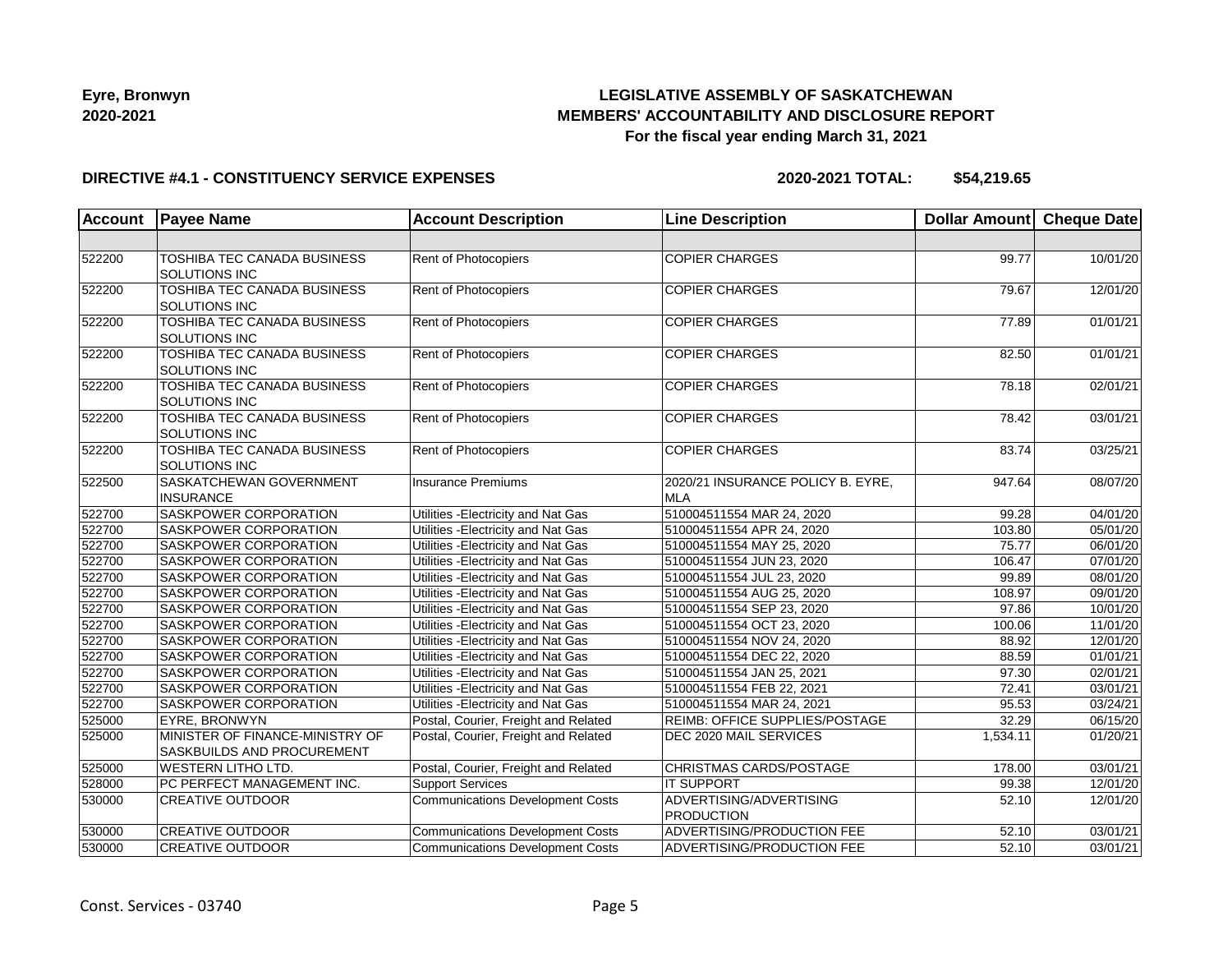**Eyre, Bronwyn**
**2020-2021**

# LEGISLATIVE ASSEMBLY OF SASKATCHEWAN
## MEMBERS' ACCOUNTABILITY AND DISCLOSURE REPORT
### For the fiscal year ending March 31, 2021

**DIRECTIVE #4.1 - CONSTITUENCY SERVICE EXPENSES** **2020-2021 TOTAL: $54,219.65**

| Account | Payee Name | Account Description | Line Description | Dollar Amount | Cheque Date |
|---|---|---|---|---|---|
| | | | | | |
| 522200 | TOSHIBA TEC CANADA BUSINESS SOLUTIONS INC | Rent of Photocopiers | COPIER CHARGES | 99.77 | 10/01/20 |
| 522200 | TOSHIBA TEC CANADA BUSINESS SOLUTIONS INC | Rent of Photocopiers | COPIER CHARGES | 79.67 | 12/01/20 |
| 522200 | TOSHIBA TEC CANADA BUSINESS SOLUTIONS INC | Rent of Photocopiers | COPIER CHARGES | 77.89 | 01/01/21 |
| 522200 | TOSHIBA TEC CANADA BUSINESS SOLUTIONS INC | Rent of Photocopiers | COPIER CHARGES | 82.50 | 01/01/21 |
| 522200 | TOSHIBA TEC CANADA BUSINESS SOLUTIONS INC | Rent of Photocopiers | COPIER CHARGES | 78.18 | 02/01/21 |
| 522200 | TOSHIBA TEC CANADA BUSINESS SOLUTIONS INC | Rent of Photocopiers | COPIER CHARGES | 78.42 | 03/01/21 |
| 522200 | TOSHIBA TEC CANADA BUSINESS SOLUTIONS INC | Rent of Photocopiers | COPIER CHARGES | 83.74 | 03/25/21 |
| 522500 | SASKATCHEWAN GOVERNMENT INSURANCE | Insurance Premiums | 2020/21 INSURANCE POLICY B. EYRE, MLA | 947.64 | 08/07/20 |
| 522700 | SASKPOWER CORPORATION | Utilities -Electricity and Nat Gas | 510004511554 MAR 24, 2020 | 99.28 | 04/01/20 |
| 522700 | SASKPOWER CORPORATION | Utilities -Electricity and Nat Gas | 510004511554 APR 24, 2020 | 103.80 | 05/01/20 |
| 522700 | SASKPOWER CORPORATION | Utilities -Electricity and Nat Gas | 510004511554 MAY 25, 2020 | 75.77 | 06/01/20 |
| 522700 | SASKPOWER CORPORATION | Utilities -Electricity and Nat Gas | 510004511554 JUN 23, 2020 | 106.47 | 07/01/20 |
| 522700 | SASKPOWER CORPORATION | Utilities -Electricity and Nat Gas | 510004511554 JUL 23, 2020 | 99.89 | 08/01/20 |
| 522700 | SASKPOWER CORPORATION | Utilities -Electricity and Nat Gas | 510004511554 AUG 25, 2020 | 108.97 | 09/01/20 |
| 522700 | SASKPOWER CORPORATION | Utilities -Electricity and Nat Gas | 510004511554 SEP 23, 2020 | 97.86 | 10/01/20 |
| 522700 | SASKPOWER CORPORATION | Utilities -Electricity and Nat Gas | 510004511554 OCT 23, 2020 | 100.06 | 11/01/20 |
| 522700 | SASKPOWER CORPORATION | Utilities -Electricity and Nat Gas | 510004511554 NOV 24, 2020 | 88.92 | 12/01/20 |
| 522700 | SASKPOWER CORPORATION | Utilities -Electricity and Nat Gas | 510004511554 DEC 22, 2020 | 88.59 | 01/01/21 |
| 522700 | SASKPOWER CORPORATION | Utilities -Electricity and Nat Gas | 510004511554 JAN 25, 2021 | 97.30 | 02/01/21 |
| 522700 | SASKPOWER CORPORATION | Utilities -Electricity and Nat Gas | 510004511554 FEB 22, 2021 | 72.41 | 03/01/21 |
| 522700 | SASKPOWER CORPORATION | Utilities -Electricity and Nat Gas | 510004511554 MAR 24, 2021 | 95.53 | 03/24/21 |
| 525000 | EYRE, BRONWYN | Postal, Courier, Freight and Related | REIMB: OFFICE SUPPLIES/POSTAGE | 32.29 | 06/15/20 |
| 525000 | MINISTER OF FINANCE-MINISTRY OF SASKBUILDS AND PROCUREMENT | Postal, Courier, Freight and Related | DEC 2020 MAIL SERVICES | 1,534.11 | 01/20/21 |
| 525000 | WESTERN LITHO LTD. | Postal, Courier, Freight and Related | CHRISTMAS CARDS/POSTAGE | 178.00 | 03/01/21 |
| 528000 | PC PERFECT MANAGEMENT INC. | Support Services | IT SUPPORT | 99.38 | 12/01/20 |
| 530000 | CREATIVE OUTDOOR | Communications Development Costs | ADVERTISING/ADVERTISING PRODUCTION | 52.10 | 12/01/20 |
| 530000 | CREATIVE OUTDOOR | Communications Development Costs | ADVERTISING/PRODUCTION FEE | 52.10 | 03/01/21 |
| 530000 | CREATIVE OUTDOOR | Communications Development Costs | ADVERTISING/PRODUCTION FEE | 52.10 | 03/01/21 |

Const. Services - 03740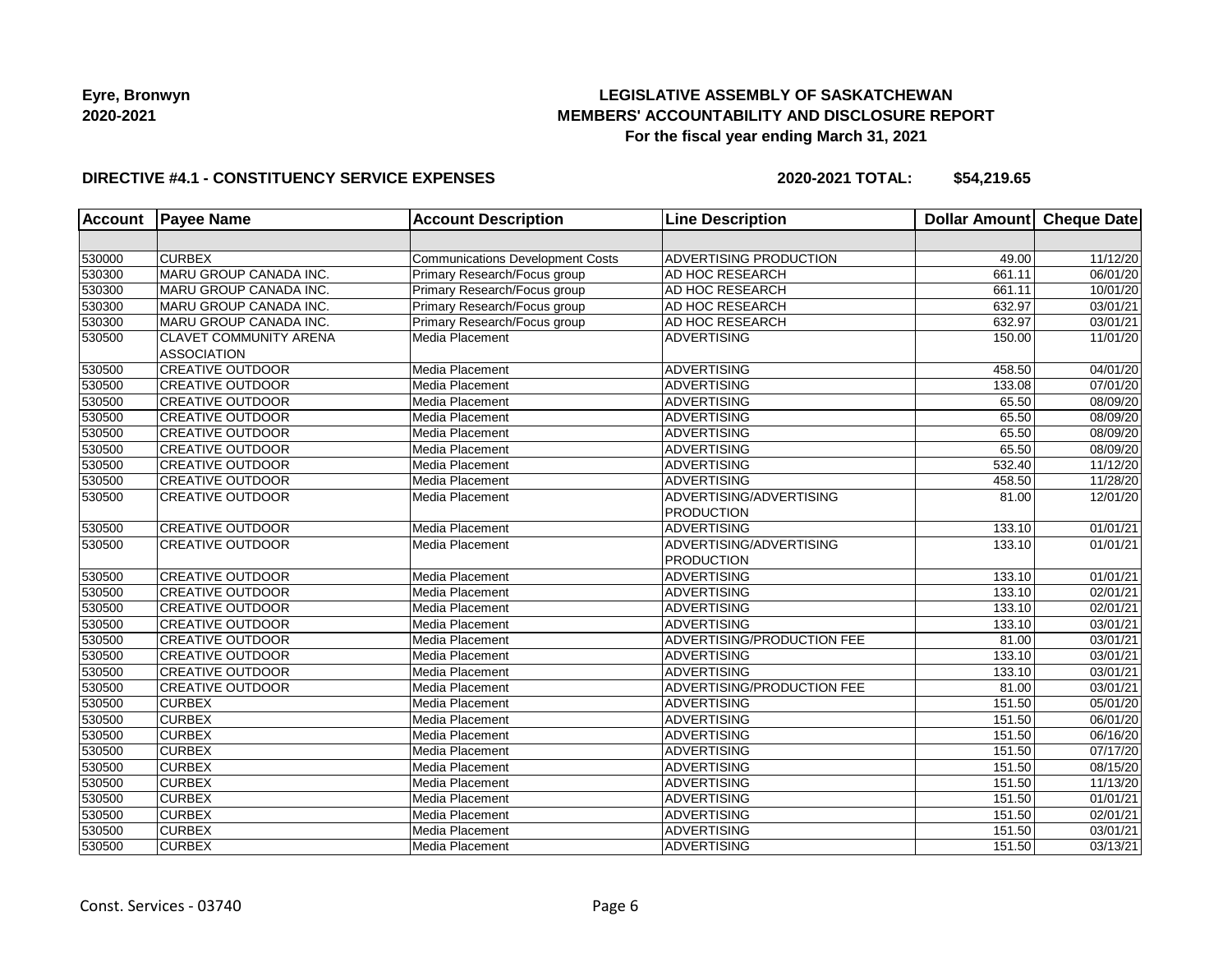**Eyre, Bronwyn**
**2020-2021**

**LEGISLATIVE ASSEMBLY OF SASKATCHEWAN**
**MEMBERS' ACCOUNTABILITY AND DISCLOSURE REPORT**
**For the fiscal year ending March 31, 2021**

**DIRECTIVE #4.1 - CONSTITUENCY SERVICE EXPENSES**

**2020-2021 TOTAL: $54,219.65**

| Account | Payee Name | Account Description | Line Description | Dollar Amount | Cheque Date |
|---|---|---|---|---|---|
| | | | | | |
| 530000 | CURBEX | Communications Development Costs | ADVERTISING PRODUCTION | 49.00 | 11/12/20 |
| 530300 | MARU GROUP CANADA INC. | Primary Research/Focus group | AD HOC RESEARCH | 661.11 | 06/01/20 |
| 530300 | MARU GROUP CANADA INC. | Primary Research/Focus group | AD HOC RESEARCH | 661.11 | 10/01/20 |
| 530300 | MARU GROUP CANADA INC. | Primary Research/Focus group | AD HOC RESEARCH | 632.97 | 03/01/21 |
| 530300 | MARU GROUP CANADA INC. | Primary Research/Focus group | AD HOC RESEARCH | 632.97 | 03/01/21 |
| 530500 | CLAVET COMMUNITY ARENA ASSOCIATION | Media Placement | ADVERTISING | 150.00 | 11/01/20 |
| 530500 | CREATIVE OUTDOOR | Media Placement | ADVERTISING | 458.50 | 04/01/20 |
| 530500 | CREATIVE OUTDOOR | Media Placement | ADVERTISING | 133.08 | 07/01/20 |
| 530500 | CREATIVE OUTDOOR | Media Placement | ADVERTISING | 65.50 | 08/09/20 |
| 530500 | CREATIVE OUTDOOR | Media Placement | ADVERTISING | 65.50 | 08/09/20 |
| 530500 | CREATIVE OUTDOOR | Media Placement | ADVERTISING | 65.50 | 08/09/20 |
| 530500 | CREATIVE OUTDOOR | Media Placement | ADVERTISING | 65.50 | 08/09/20 |
| 530500 | CREATIVE OUTDOOR | Media Placement | ADVERTISING | 532.40 | 11/12/20 |
| 530500 | CREATIVE OUTDOOR | Media Placement | ADVERTISING | 458.50 | 11/28/20 |
| 530500 | CREATIVE OUTDOOR | Media Placement | ADVERTISING/ADVERTISING PRODUCTION | 81.00 | 12/01/20 |
| 530500 | CREATIVE OUTDOOR | Media Placement | ADVERTISING | 133.10 | 01/01/21 |
| 530500 | CREATIVE OUTDOOR | Media Placement | ADVERTISING/ADVERTISING PRODUCTION | 133.10 | 01/01/21 |
| 530500 | CREATIVE OUTDOOR | Media Placement | ADVERTISING | 133.10 | 01/01/21 |
| 530500 | CREATIVE OUTDOOR | Media Placement | ADVERTISING | 133.10 | 02/01/21 |
| 530500 | CREATIVE OUTDOOR | Media Placement | ADVERTISING | 133.10 | 02/01/21 |
| 530500 | CREATIVE OUTDOOR | Media Placement | ADVERTISING | 133.10 | 03/01/21 |
| 530500 | CREATIVE OUTDOOR | Media Placement | ADVERTISING/PRODUCTION FEE | 81.00 | 03/01/21 |
| 530500 | CREATIVE OUTDOOR | Media Placement | ADVERTISING | 133.10 | 03/01/21 |
| 530500 | CREATIVE OUTDOOR | Media Placement | ADVERTISING | 133.10 | 03/01/21 |
| 530500 | CREATIVE OUTDOOR | Media Placement | ADVERTISING/PRODUCTION FEE | 81.00 | 03/01/21 |
| 530500 | CURBEX | Media Placement | ADVERTISING | 151.50 | 05/01/20 |
| 530500 | CURBEX | Media Placement | ADVERTISING | 151.50 | 06/01/20 |
| 530500 | CURBEX | Media Placement | ADVERTISING | 151.50 | 06/16/20 |
| 530500 | CURBEX | Media Placement | ADVERTISING | 151.50 | 07/17/20 |
| 530500 | CURBEX | Media Placement | ADVERTISING | 151.50 | 08/15/20 |
| 530500 | CURBEX | Media Placement | ADVERTISING | 151.50 | 11/13/20 |
| 530500 | CURBEX | Media Placement | ADVERTISING | 151.50 | 01/01/21 |
| 530500 | CURBEX | Media Placement | ADVERTISING | 151.50 | 02/01/21 |
| 530500 | CURBEX | Media Placement | ADVERTISING | 151.50 | 03/01/21 |
| 530500 | CURBEX | Media Placement | ADVERTISING | 151.50 | 03/13/21 |

Const. Services - 03740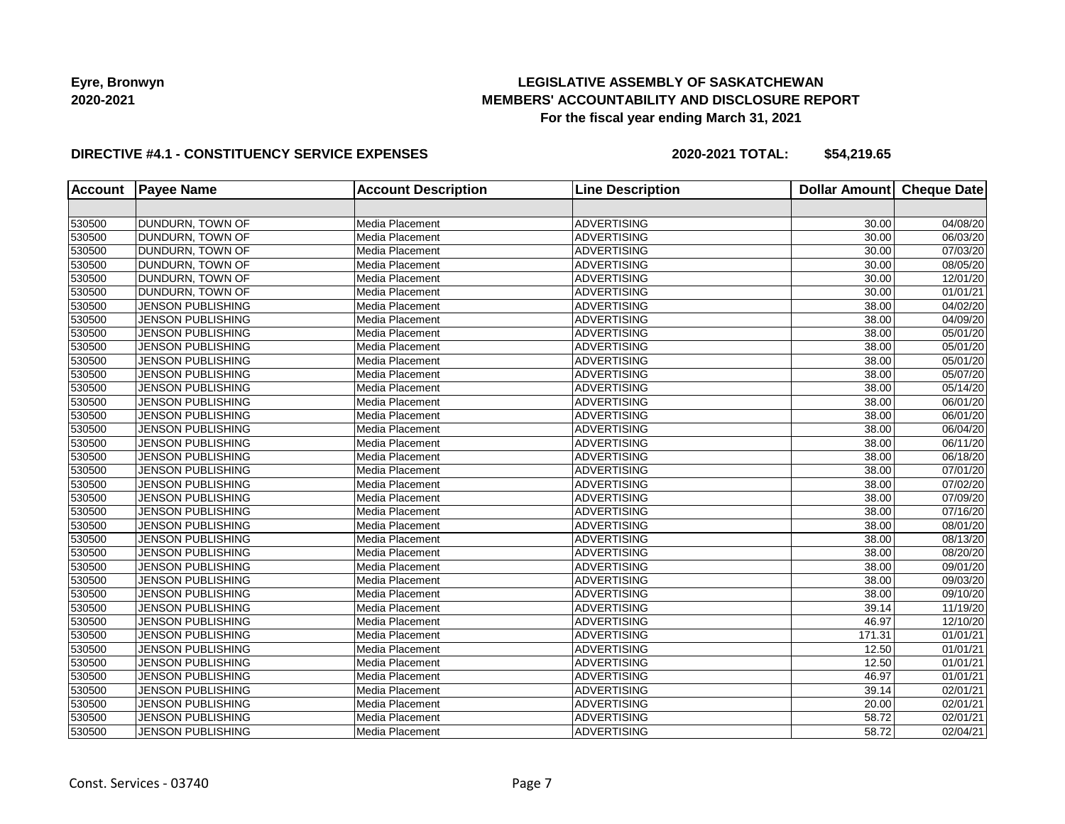**Eyre, Bronwyn**
**2020-2021**

**LEGISLATIVE ASSEMBLY OF SASKATCHEWAN**
**MEMBERS' ACCOUNTABILITY AND DISCLOSURE REPORT**
**For the fiscal year ending March 31, 2021**

**DIRECTIVE #4.1 - CONSTITUENCY SERVICE EXPENSES** **2020-2021 TOTAL: $54,219.65**

| Account | Payee Name | Account Description | Line Description | Dollar Amount | Cheque Date |
|---|---|---|---|---|---|
| | | | | | |
| 530500 | DUNDURN, TOWN OF | Media Placement | ADVERTISING | 30.00 | 04/08/20 |
| 530500 | DUNDURN, TOWN OF | Media Placement | ADVERTISING | 30.00 | 06/03/20 |
| 530500 | DUNDURN, TOWN OF | Media Placement | ADVERTISING | 30.00 | 07/03/20 |
| 530500 | DUNDURN, TOWN OF | Media Placement | ADVERTISING | 30.00 | 08/05/20 |
| 530500 | DUNDURN, TOWN OF | Media Placement | ADVERTISING | 30.00 | 12/01/20 |
| 530500 | DUNDURN, TOWN OF | Media Placement | ADVERTISING | 30.00 | 01/01/21 |
| 530500 | JENSON PUBLISHING | Media Placement | ADVERTISING | 38.00 | 04/02/20 |
| 530500 | JENSON PUBLISHING | Media Placement | ADVERTISING | 38.00 | 04/09/20 |
| 530500 | JENSON PUBLISHING | Media Placement | ADVERTISING | 38.00 | 05/01/20 |
| 530500 | JENSON PUBLISHING | Media Placement | ADVERTISING | 38.00 | 05/01/20 |
| 530500 | JENSON PUBLISHING | Media Placement | ADVERTISING | 38.00 | 05/01/20 |
| 530500 | JENSON PUBLISHING | Media Placement | ADVERTISING | 38.00 | 05/07/20 |
| 530500 | JENSON PUBLISHING | Media Placement | ADVERTISING | 38.00 | 05/14/20 |
| 530500 | JENSON PUBLISHING | Media Placement | ADVERTISING | 38.00 | 06/01/20 |
| 530500 | JENSON PUBLISHING | Media Placement | ADVERTISING | 38.00 | 06/01/20 |
| 530500 | JENSON PUBLISHING | Media Placement | ADVERTISING | 38.00 | 06/04/20 |
| 530500 | JENSON PUBLISHING | Media Placement | ADVERTISING | 38.00 | 06/11/20 |
| 530500 | JENSON PUBLISHING | Media Placement | ADVERTISING | 38.00 | 06/18/20 |
| 530500 | JENSON PUBLISHING | Media Placement | ADVERTISING | 38.00 | 07/01/20 |
| 530500 | JENSON PUBLISHING | Media Placement | ADVERTISING | 38.00 | 07/02/20 |
| 530500 | JENSON PUBLISHING | Media Placement | ADVERTISING | 38.00 | 07/09/20 |
| 530500 | JENSON PUBLISHING | Media Placement | ADVERTISING | 38.00 | 07/16/20 |
| 530500 | JENSON PUBLISHING | Media Placement | ADVERTISING | 38.00 | 08/01/20 |
| 530500 | JENSON PUBLISHING | Media Placement | ADVERTISING | 38.00 | 08/13/20 |
| 530500 | JENSON PUBLISHING | Media Placement | ADVERTISING | 38.00 | 08/20/20 |
| 530500 | JENSON PUBLISHING | Media Placement | ADVERTISING | 38.00 | 09/01/20 |
| 530500 | JENSON PUBLISHING | Media Placement | ADVERTISING | 38.00 | 09/03/20 |
| 530500 | JENSON PUBLISHING | Media Placement | ADVERTISING | 38.00 | 09/10/20 |
| 530500 | JENSON PUBLISHING | Media Placement | ADVERTISING | 39.14 | 11/19/20 |
| 530500 | JENSON PUBLISHING | Media Placement | ADVERTISING | 46.97 | 12/10/20 |
| 530500 | JENSON PUBLISHING | Media Placement | ADVERTISING | 171.31 | 01/01/21 |
| 530500 | JENSON PUBLISHING | Media Placement | ADVERTISING | 12.50 | 01/01/21 |
| 530500 | JENSON PUBLISHING | Media Placement | ADVERTISING | 12.50 | 01/01/21 |
| 530500 | JENSON PUBLISHING | Media Placement | ADVERTISING | 46.97 | 01/01/21 |
| 530500 | JENSON PUBLISHING | Media Placement | ADVERTISING | 39.14 | 02/01/21 |
| 530500 | JENSON PUBLISHING | Media Placement | ADVERTISING | 20.00 | 02/01/21 |
| 530500 | JENSON PUBLISHING | Media Placement | ADVERTISING | 58.72 | 02/01/21 |
| 530500 | JENSON PUBLISHING | Media Placement | ADVERTISING | 58.72 | 02/04/21 |

Const. Services - 03740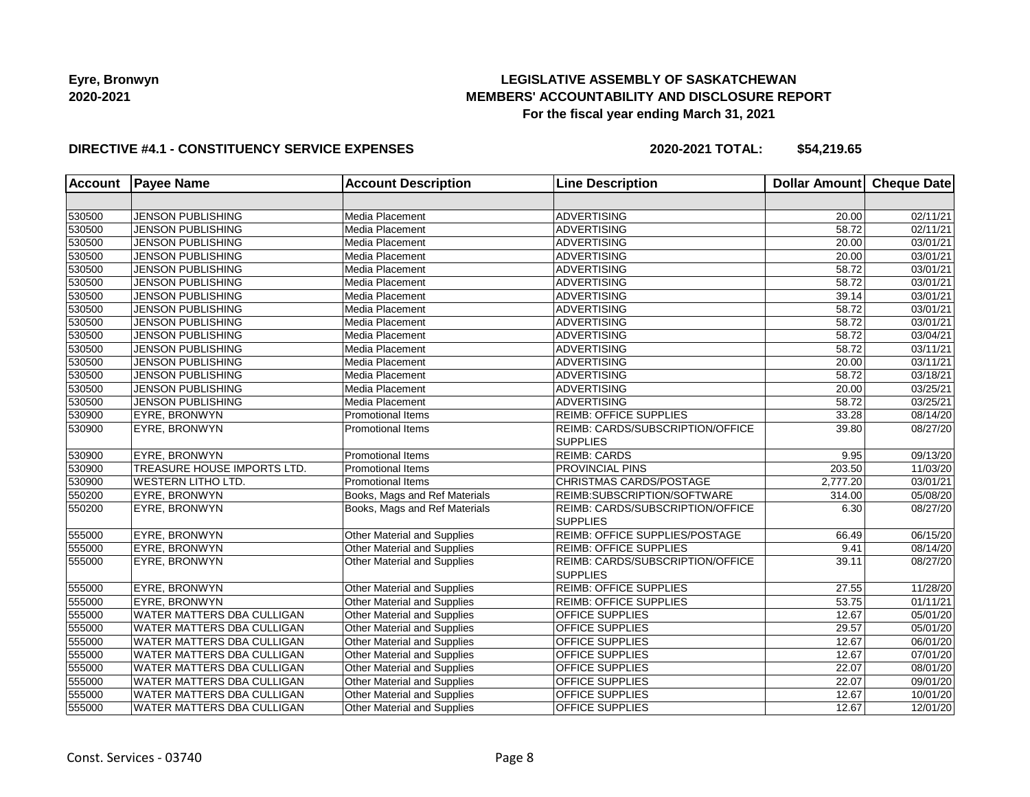**Eyre, Bronwyn**
**2020-2021**

## LEGISLATIVE ASSEMBLY OF SASKATCHEWAN
## MEMBERS' ACCOUNTABILITY AND DISCLOSURE REPORT
**For the fiscal year ending March 31, 2021**

**DIRECTIVE #4.1 - CONSTITUENCY SERVICE EXPENSES** **2020-2021 TOTAL: $54,219.65**

| Account | Payee Name | Account Description | Line Description | Dollar Amount | Cheque Date |
|---|---|---|---|---|---|
| | | | | | |
| 530500 | JENSON PUBLISHING | Media Placement | ADVERTISING | 20.00 | 02/11/21 |
| 530500 | JENSON PUBLISHING | Media Placement | ADVERTISING | 58.72 | 02/11/21 |
| 530500 | JENSON PUBLISHING | Media Placement | ADVERTISING | 20.00 | 03/01/21 |
| 530500 | JENSON PUBLISHING | Media Placement | ADVERTISING | 20.00 | 03/01/21 |
| 530500 | JENSON PUBLISHING | Media Placement | ADVERTISING | 58.72 | 03/01/21 |
| 530500 | JENSON PUBLISHING | Media Placement | ADVERTISING | 58.72 | 03/01/21 |
| 530500 | JENSON PUBLISHING | Media Placement | ADVERTISING | 39.14 | 03/01/21 |
| 530500 | JENSON PUBLISHING | Media Placement | ADVERTISING | 58.72 | 03/01/21 |
| 530500 | JENSON PUBLISHING | Media Placement | ADVERTISING | 58.72 | 03/01/21 |
| 530500 | JENSON PUBLISHING | Media Placement | ADVERTISING | 58.72 | 03/04/21 |
| 530500 | JENSON PUBLISHING | Media Placement | ADVERTISING | 58.72 | 03/11/21 |
| 530500 | JENSON PUBLISHING | Media Placement | ADVERTISING | 20.00 | 03/11/21 |
| 530500 | JENSON PUBLISHING | Media Placement | ADVERTISING | 58.72 | 03/18/21 |
| 530500 | JENSON PUBLISHING | Media Placement | ADVERTISING | 20.00 | 03/25/21 |
| 530500 | JENSON PUBLISHING | Media Placement | ADVERTISING | 58.72 | 03/25/21 |
| 530900 | EYRE, BRONWYN | Promotional Items | REIMB: OFFICE SUPPLIES | 33.28 | 08/14/20 |
| 530900 | EYRE, BRONWYN | Promotional Items | REIMB: CARDS/SUBSCRIPTION/OFFICE SUPPLIES | 39.80 | 08/27/20 |
| 530900 | EYRE, BRONWYN | Promotional Items | REIMB: CARDS | 9.95 | 09/13/20 |
| 530900 | TREASURE HOUSE IMPORTS LTD. | Promotional Items | PROVINCIAL PINS | 203.50 | 11/03/20 |
| 530900 | WESTERN LITHO LTD. | Promotional Items | CHRISTMAS CARDS/POSTAGE | 2,777.20 | 03/01/21 |
| 550200 | EYRE, BRONWYN | Books, Mags and Ref Materials | REIMB:SUBSCRIPTION/SOFTWARE | 314.00 | 05/08/20 |
| 550200 | EYRE, BRONWYN | Books, Mags and Ref Materials | REIMB: CARDS/SUBSCRIPTION/OFFICE SUPPLIES | 6.30 | 08/27/20 |
| 555000 | EYRE, BRONWYN | Other Material and Supplies | REIMB: OFFICE SUPPLIES/POSTAGE | 66.49 | 06/15/20 |
| 555000 | EYRE, BRONWYN | Other Material and Supplies | REIMB: OFFICE SUPPLIES | 9.41 | 08/14/20 |
| 555000 | EYRE, BRONWYN | Other Material and Supplies | REIMB: CARDS/SUBSCRIPTION/OFFICE SUPPLIES | 39.11 | 08/27/20 |
| 555000 | EYRE, BRONWYN | Other Material and Supplies | REIMB: OFFICE SUPPLIES | 27.55 | 11/28/20 |
| 555000 | EYRE, BRONWYN | Other Material and Supplies | REIMB: OFFICE SUPPLIES | 53.75 | 01/11/21 |
| 555000 | WATER MATTERS DBA CULLIGAN | Other Material and Supplies | OFFICE SUPPLIES | 12.67 | 05/01/20 |
| 555000 | WATER MATTERS DBA CULLIGAN | Other Material and Supplies | OFFICE SUPPLIES | 29.57 | 05/01/20 |
| 555000 | WATER MATTERS DBA CULLIGAN | Other Material and Supplies | OFFICE SUPPLIES | 12.67 | 06/01/20 |
| 555000 | WATER MATTERS DBA CULLIGAN | Other Material and Supplies | OFFICE SUPPLIES | 12.67 | 07/01/20 |
| 555000 | WATER MATTERS DBA CULLIGAN | Other Material and Supplies | OFFICE SUPPLIES | 22.07 | 08/01/20 |
| 555000 | WATER MATTERS DBA CULLIGAN | Other Material and Supplies | OFFICE SUPPLIES | 22.07 | 09/01/20 |
| 555000 | WATER MATTERS DBA CULLIGAN | Other Material and Supplies | OFFICE SUPPLIES | 12.67 | 10/01/20 |
| 555000 | WATER MATTERS DBA CULLIGAN | Other Material and Supplies | OFFICE SUPPLIES | 12.67 | 12/01/20 |

Const. Services - 03740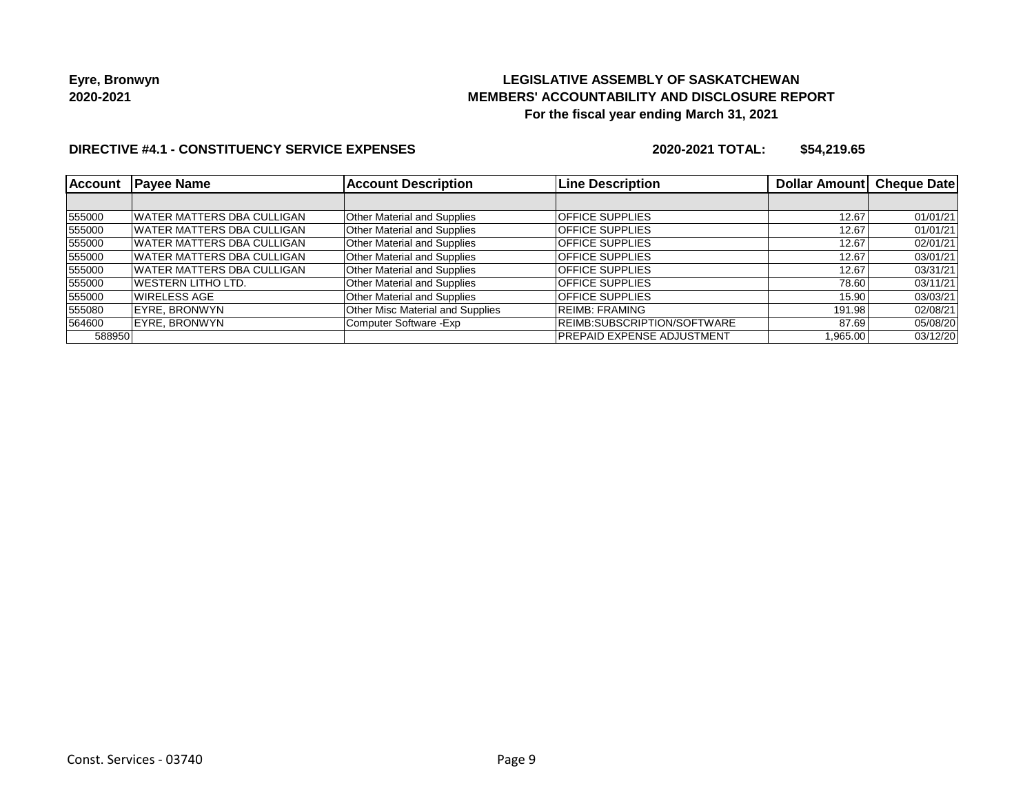**Eyre, Bronwyn**
**2020-2021**

**LEGISLATIVE ASSEMBLY OF SASKATCHEWAN**
**MEMBERS' ACCOUNTABILITY AND DISCLOSURE REPORT**
**For the fiscal year ending March 31, 2021**

**DIRECTIVE #4.1 - CONSTITUENCY SERVICE EXPENSES** **2020-2021 TOTAL: $54,219.65**

| Account | Payee Name | Account Description | Line Description | Dollar Amount | Cheque Date |
|---|---|---|---|---|---|
| | | | | | |
| 555000 | WATER MATTERS DBA CULLIGAN | Other Material and Supplies | OFFICE SUPPLIES | 12.67 | 01/01/21 |
| 555000 | WATER MATTERS DBA CULLIGAN | Other Material and Supplies | OFFICE SUPPLIES | 12.67 | 01/01/21 |
| 555000 | WATER MATTERS DBA CULLIGAN | Other Material and Supplies | OFFICE SUPPLIES | 12.67 | 02/01/21 |
| 555000 | WATER MATTERS DBA CULLIGAN | Other Material and Supplies | OFFICE SUPPLIES | 12.67 | 03/01/21 |
| 555000 | WATER MATTERS DBA CULLIGAN | Other Material and Supplies | OFFICE SUPPLIES | 12.67 | 03/31/21 |
| 555000 | WESTERN LITHO LTD. | Other Material and Supplies | OFFICE SUPPLIES | 78.60 | 03/11/21 |
| 555000 | WIRELESS AGE | Other Material and Supplies | OFFICE SUPPLIES | 15.90 | 03/03/21 |
| 555080 | EYRE, BRONWYN | Other Misc Material and Supplies | REIMB: FRAMING | 191.98 | 02/08/21 |
| 564600 | EYRE, BRONWYN | Computer Software -Exp | REIMB:SUBSCRIPTION/SOFTWARE | 87.69 | 05/08/20 |
| 588950 | | | PREPAID EXPENSE ADJUSTMENT | 1,965.00 | 03/12/20 |

Const. Services - 03740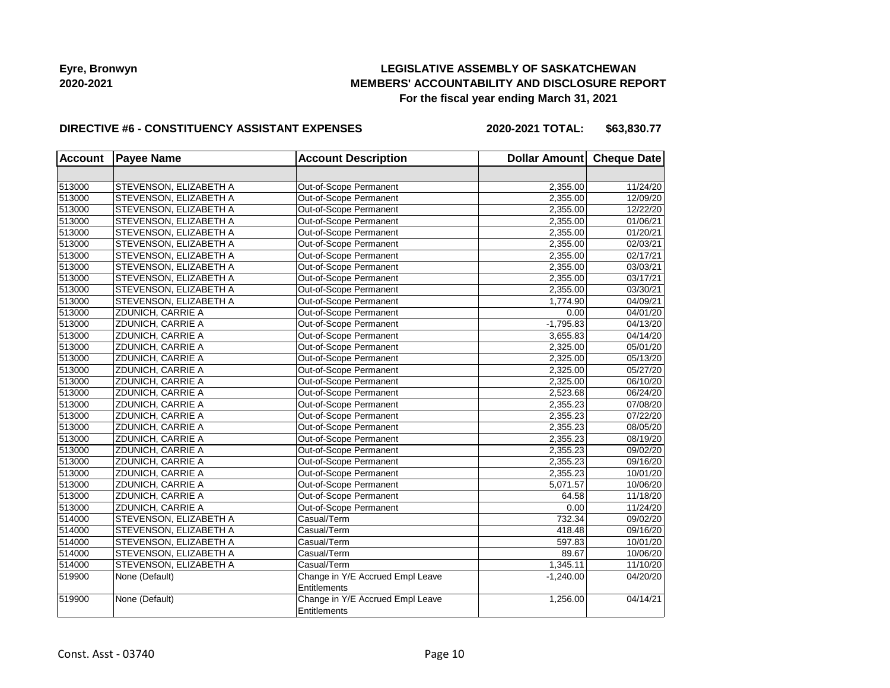**Eyre, Bronwyn**
**2020-2021**

**LEGISLATIVE ASSEMBLY OF SASKATCHEWAN**
**MEMBERS' ACCOUNTABILITY AND DISCLOSURE REPORT**
**For the fiscal year ending March 31, 2021**

**DIRECTIVE #6 - CONSTITUENCY ASSISTANT EXPENSES** **2020-2021 TOTAL: $63,830.77**

| Account | Payee Name | Account Description | Dollar Amount | Cheque Date |
|---|---|---|---|---|
| | | | | |
| 513000 | STEVENSON, ELIZABETH A | Out-of-Scope Permanent | 2,355.00 | 11/24/20 |
| 513000 | STEVENSON, ELIZABETH A | Out-of-Scope Permanent | 2,355.00 | 12/09/20 |
| 513000 | STEVENSON, ELIZABETH A | Out-of-Scope Permanent | 2,355.00 | 12/22/20 |
| 513000 | STEVENSON, ELIZABETH A | Out-of-Scope Permanent | 2,355.00 | 01/06/21 |
| 513000 | STEVENSON, ELIZABETH A | Out-of-Scope Permanent | 2,355.00 | 01/20/21 |
| 513000 | STEVENSON, ELIZABETH A | Out-of-Scope Permanent | 2,355.00 | 02/03/21 |
| 513000 | STEVENSON, ELIZABETH A | Out-of-Scope Permanent | 2,355.00 | 02/17/21 |
| 513000 | STEVENSON, ELIZABETH A | Out-of-Scope Permanent | 2,355.00 | 03/03/21 |
| 513000 | STEVENSON, ELIZABETH A | Out-of-Scope Permanent | 2,355.00 | 03/17/21 |
| 513000 | STEVENSON, ELIZABETH A | Out-of-Scope Permanent | 2,355.00 | 03/30/21 |
| 513000 | STEVENSON, ELIZABETH A | Out-of-Scope Permanent | 1,774.90 | 04/09/21 |
| 513000 | ZDUNICH, CARRIE A | Out-of-Scope Permanent | 0.00 | 04/01/20 |
| 513000 | ZDUNICH, CARRIE A | Out-of-Scope Permanent | -1,795.83 | 04/13/20 |
| 513000 | ZDUNICH, CARRIE A | Out-of-Scope Permanent | 3,655.83 | 04/14/20 |
| 513000 | ZDUNICH, CARRIE A | Out-of-Scope Permanent | 2,325.00 | 05/01/20 |
| 513000 | ZDUNICH, CARRIE A | Out-of-Scope Permanent | 2,325.00 | 05/13/20 |
| 513000 | ZDUNICH, CARRIE A | Out-of-Scope Permanent | 2,325.00 | 05/27/20 |
| 513000 | ZDUNICH, CARRIE A | Out-of-Scope Permanent | 2,325.00 | 06/10/20 |
| 513000 | ZDUNICH, CARRIE A | Out-of-Scope Permanent | 2,523.68 | 06/24/20 |
| 513000 | ZDUNICH, CARRIE A | Out-of-Scope Permanent | 2,355.23 | 07/08/20 |
| 513000 | ZDUNICH, CARRIE A | Out-of-Scope Permanent | 2,355.23 | 07/22/20 |
| 513000 | ZDUNICH, CARRIE A | Out-of-Scope Permanent | 2,355.23 | 08/05/20 |
| 513000 | ZDUNICH, CARRIE A | Out-of-Scope Permanent | 2,355.23 | 08/19/20 |
| 513000 | ZDUNICH, CARRIE A | Out-of-Scope Permanent | 2,355.23 | 09/02/20 |
| 513000 | ZDUNICH, CARRIE A | Out-of-Scope Permanent | 2,355.23 | 09/16/20 |
| 513000 | ZDUNICH, CARRIE A | Out-of-Scope Permanent | 2,355.23 | 10/01/20 |
| 513000 | ZDUNICH, CARRIE A | Out-of-Scope Permanent | 5,071.57 | 10/06/20 |
| 513000 | ZDUNICH, CARRIE A | Out-of-Scope Permanent | 64.58 | 11/18/20 |
| 513000 | ZDUNICH, CARRIE A | Out-of-Scope Permanent | 0.00 | 11/24/20 |
| 514000 | STEVENSON, ELIZABETH A | Casual/Term | 732.34 | 09/02/20 |
| 514000 | STEVENSON, ELIZABETH A | Casual/Term | 418.48 | 09/16/20 |
| 514000 | STEVENSON, ELIZABETH A | Casual/Term | 597.83 | 10/01/20 |
| 514000 | STEVENSON, ELIZABETH A | Casual/Term | 89.67 | 10/06/20 |
| 514000 | STEVENSON, ELIZABETH A | Casual/Term | 1,345.11 | 11/10/20 |
| 519900 | None (Default) | Change in Y/E Accrued Empl Leave Entitlements | -1,240.00 | 04/20/20 |
| 519900 | None (Default) | Change in Y/E Accrued Empl Leave Entitlements | 1,256.00 | 04/14/21 |

Const. Asst - 03740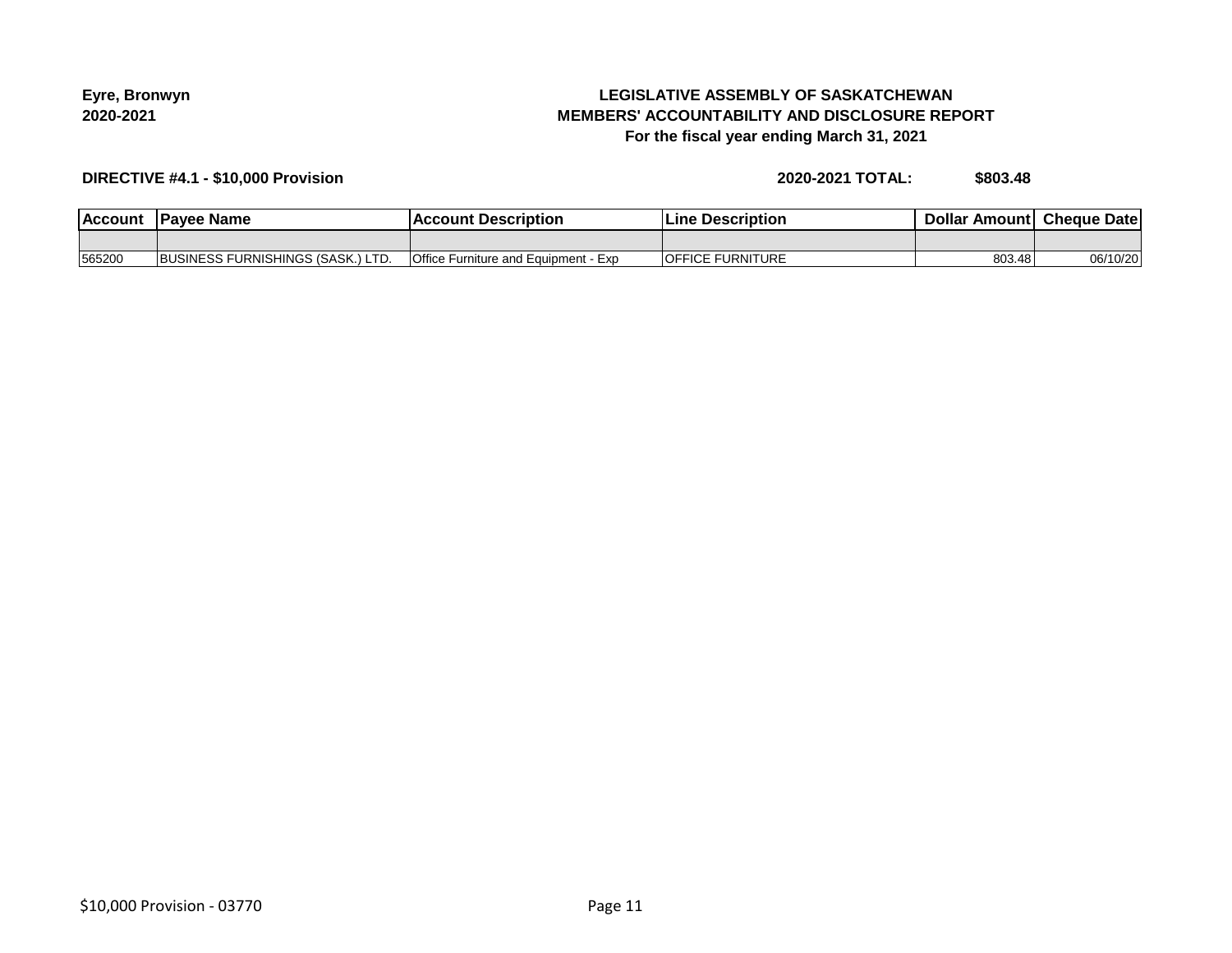**Eyre, Bronwyn**
**2020-2021**

# LEGISLATIVE ASSEMBLY OF SASKATCHEWAN
## MEMBERS' ACCOUNTABILITY AND DISCLOSURE REPORT
### For the fiscal year ending March 31, 2021

**DIRECTIVE #4.1 - $10,000 Provision** **2020-2021 TOTAL: $803.48**

| Account | Payee Name | Account Description | Line Description | Dollar Amount | Cheque Date |
|---|---|---|---|---|---|
| | | | | | |
| 565200 | BUSINESS FURNISHINGS (SASK.) LTD. | Office Furniture and Equipment - Exp | OFFICE FURNITURE | 803.48 | 06/10/20 |

$10,000 Provision - 03770